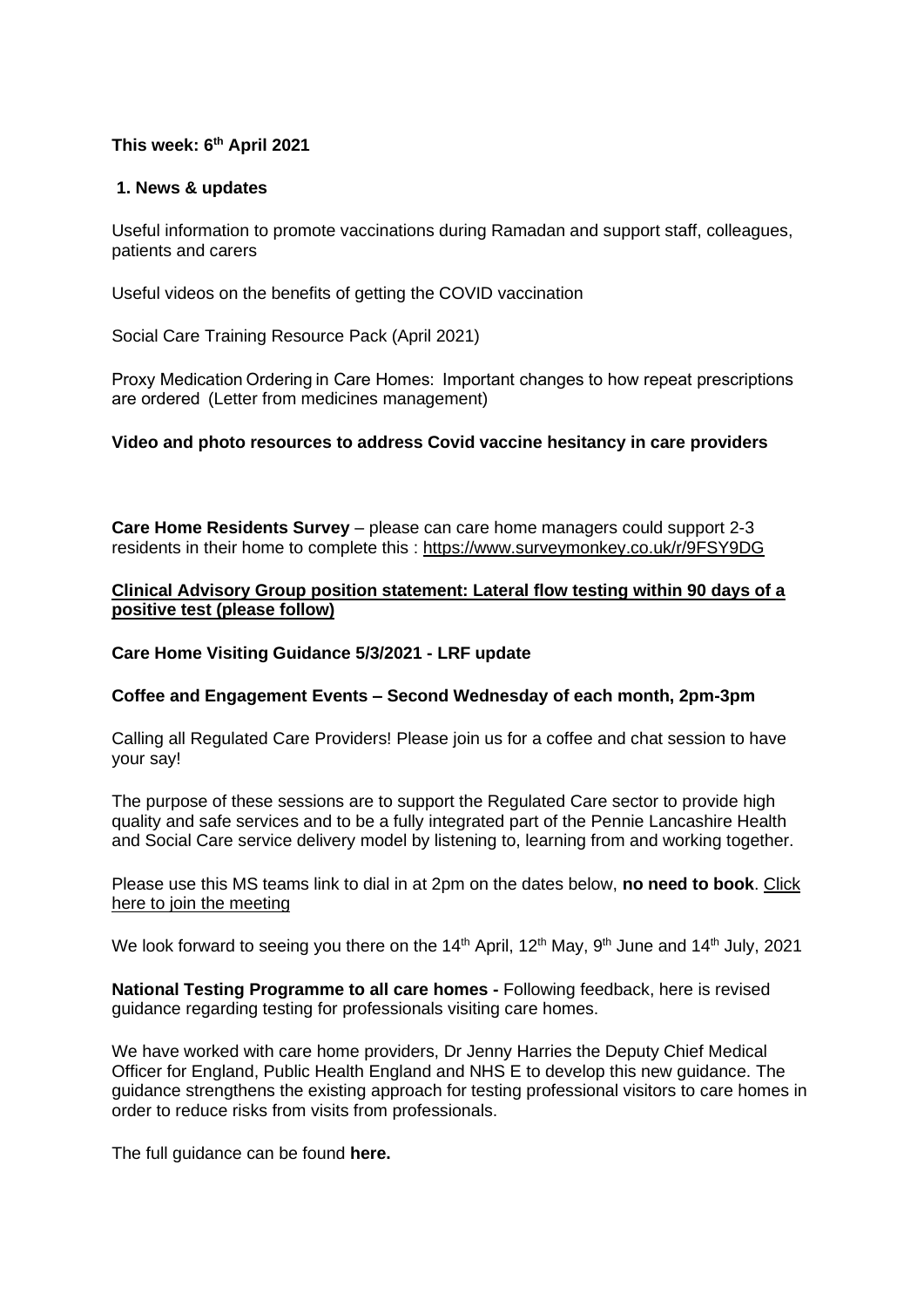**This week: 6th April 2021**

**1. News & updates**

Useful information to promote vaccinations during Ramadan and support staff, colleagues, patients and carers

Useful videos on the benefits of getting the COVID vaccination

Social Care Training Resource Pack (April 2021)

Proxy Medication Ordering in Care Homes: Important changes to how repeat prescriptions are ordered (Letter from medicines management)

**Video and photo resources to address Covid vaccine hesitancy in care providers**

**Care Home Residents Survey** – please can care home managers could support 2-3 residents in their home to complete this : https://www.surveymonkey.co.uk/r/9FSY9DG

**Clinical Advisory Group position statement: Lateral flow testing within 90 days of a positive test (please follow)**

**Care Home Visiting Guidance 5/3/2021 - LRF update**

**Coffee and Engagement Events – Second Wednesday of each month, 2pm-3pm**

Calling all Regulated Care Providers! Please join us for a coffee and chat session to have your say!

The purpose of these sessions are to support the Regulated Care sector to provide high quality and safe services and to be a fully integrated part of the Pennie Lancashire Health and Social Care service delivery model by listening to, learning from and working together.

Please use this MS teams link to dial in at 2pm on the dates below, **no need to book**. Click here to join the meeting

We look forward to seeing you there on the 14th April, 12th May, 9th June and 14th July, 2021

**National Testing Programme to all care homes -** Following feedback, here is revised guidance regarding testing for professionals visiting care homes.

We have worked with care home providers, Dr Jenny Harries the Deputy Chief Medical Officer for England, Public Health England and NHS E to develop this new guidance. The guidance strengthens the existing approach for testing professional visitors to care homes in order to reduce risks from visits from professionals.

The full guidance can be found **here.**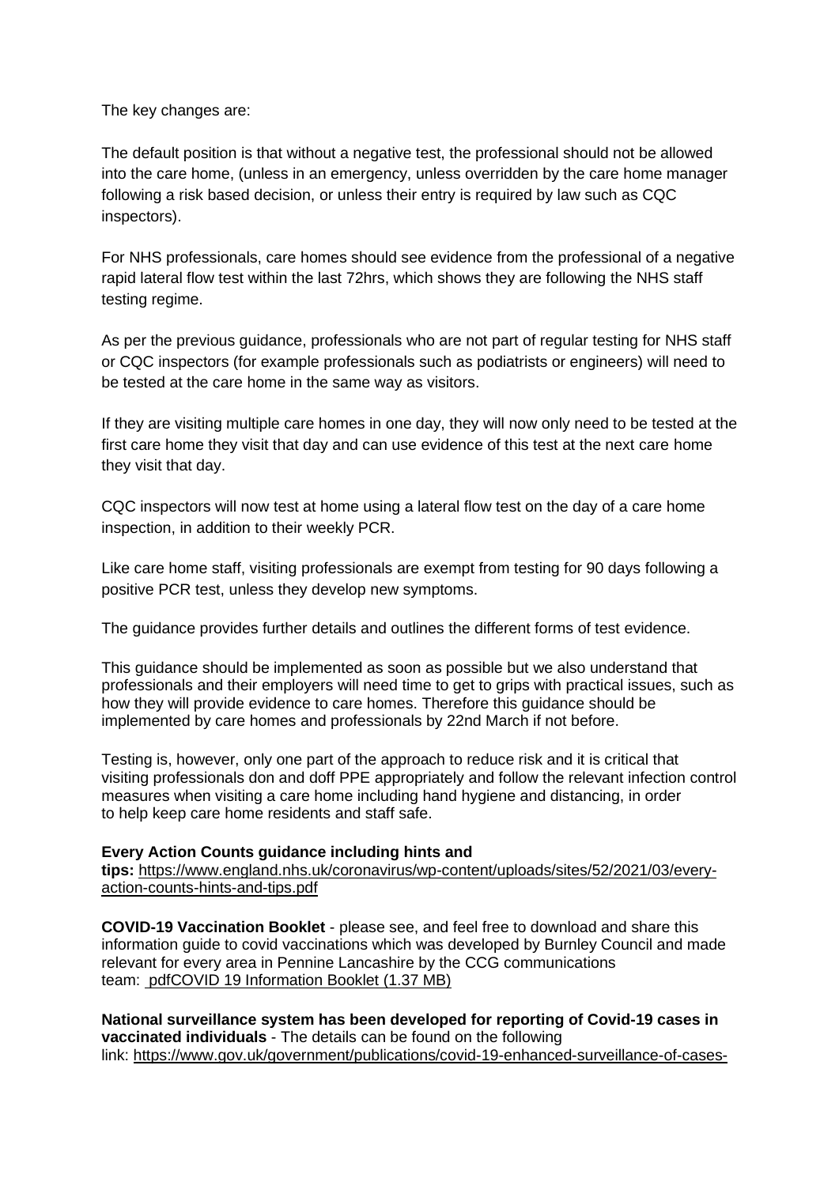The key changes are:

The default position is that without a negative test, the professional should not be allowed into the care home, (unless in an emergency, unless overridden by the care home manager following a risk based decision, or unless their entry is required by law such as CQC inspectors).

For NHS professionals, care homes should see evidence from the professional of a negative rapid lateral flow test within the last 72hrs, which shows they are following the NHS staff testing regime.

As per the previous guidance, professionals who are not part of regular testing for NHS staff or CQC inspectors (for example professionals such as podiatrists or engineers) will need to be tested at the care home in the same way as visitors.

If they are visiting multiple care homes in one day, they will now only need to be tested at the first care home they visit that day and can use evidence of this test at the next care home they visit that day.

CQC inspectors will now test at home using a lateral flow test on the day of a care home inspection, in addition to their weekly PCR.

Like care home staff, visiting professionals are exempt from testing for 90 days following a positive PCR test, unless they develop new symptoms.

The guidance provides further details and outlines the different forms of test evidence.

This guidance should be implemented as soon as possible but we also understand that professionals and their employers will need time to get to grips with practical issues, such as how they will provide evidence to care homes. Therefore this guidance should be implemented by care homes and professionals by 22nd March if not before.

Testing is, however, only one part of the approach to reduce risk and it is critical that visiting professionals don and doff PPE appropriately and follow the relevant infection control measures when visiting a care home including hand hygiene and distancing, in order to help keep care home residents and staff safe.

**Every Action Counts guidance including hints and tips:** https://www.england.nhs.uk/coronavirus/wp-content/uploads/sites/52/2021/03/every-action-counts-hints-and-tips.pdf

**COVID-19 Vaccination Booklet** - please see, and feel free to download and share this information guide to covid vaccinations which was developed by Burnley Council and made relevant for every area in Pennine Lancashire by the CCG communications team: pdfCOVID 19 Information Booklet (1.37 MB)

**National surveillance system has been developed for reporting of Covid-19 cases in vaccinated individuals** - The details can be found on the following link: https://www.gov.uk/government/publications/covid-19-enhanced-surveillance-of-cases-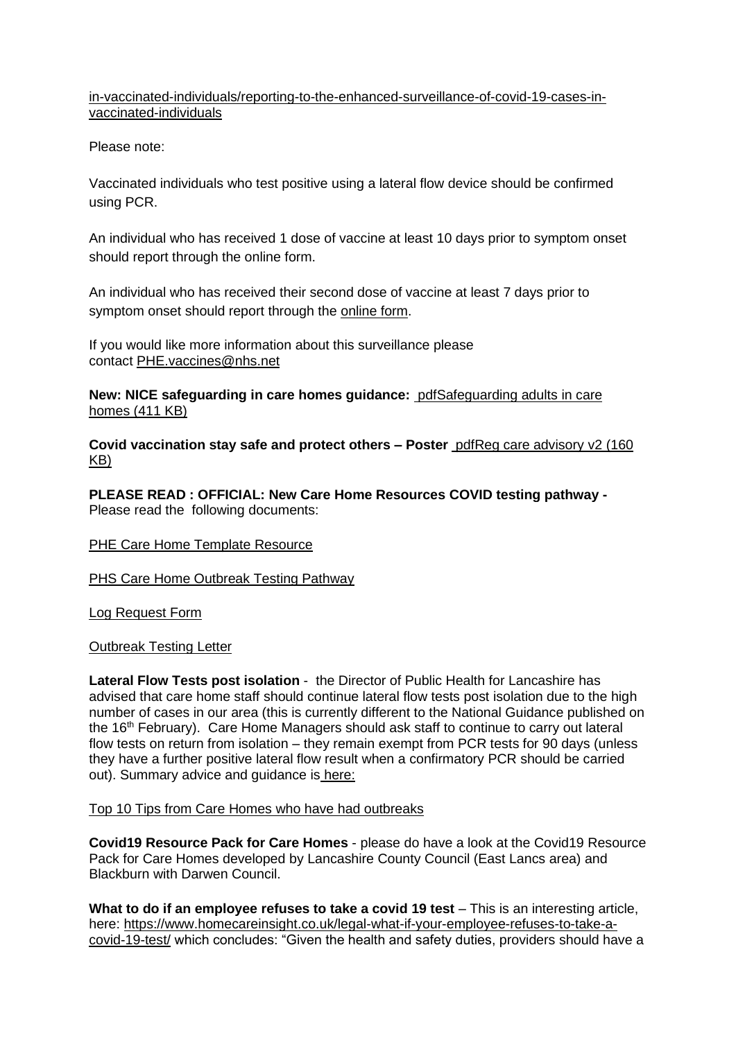[in-vaccinated-individuals/reporting-to-the-enhanced-surveillance-of-covid-19-cases-in-vaccinated-individuals]()

Please note:

Vaccinated individuals who test positive using a lateral flow device should be confirmed using PCR.

An individual who has received 1 dose of vaccine at least 10 days prior to symptom onset should report through the online form.

An individual who has received their second dose of vaccine at least 7 days prior to symptom onset should report through the [online form]().

If you would like more information about this surveillance please contact [PHE.vaccines@nhs.net]()

**New: NICE safeguarding in care homes guidance:** [pdfSafeguarding adults in care homes (411 KB)]()

**Covid vaccination stay safe and protect others – Poster** [pdfReg care advisory v2 (160 KB)]()

**PLEASE READ : OFFICIAL: New Care Home Resources COVID testing pathway -** Please read the following documents:

[PHE Care Home Template Resource]()

[PHS Care Home Outbreak Testing Pathway]()

[Log Request Form]()

[Outbreak Testing Letter]()

**Lateral Flow Tests post isolation** - the Director of Public Health for Lancashire has advised that care home staff should continue lateral flow tests post isolation due to the high number of cases in our area (this is currently different to the National Guidance published on the 16th February). Care Home Managers should ask staff to continue to carry out lateral flow tests on return from isolation – they remain exempt from PCR tests for 90 days (unless they have a further positive lateral flow result when a confirmatory PCR should be carried out). Summary advice and guidance is [here:]()

[Top 10 Tips from Care Homes who have had outbreaks]()

**Covid19 Resource Pack for Care Homes** - please do have a look at the Covid19 Resource Pack for Care Homes developed by Lancashire County Council (East Lancs area) and Blackburn with Darwen Council.

**What to do if an employee refuses to take a covid 19 test** – This is an interesting article, here: [https://www.homecareinsight.co.uk/legal-what-if-your-employee-refuses-to-take-a-covid-19-test/]() which concludes: "Given the health and safety duties, providers should have a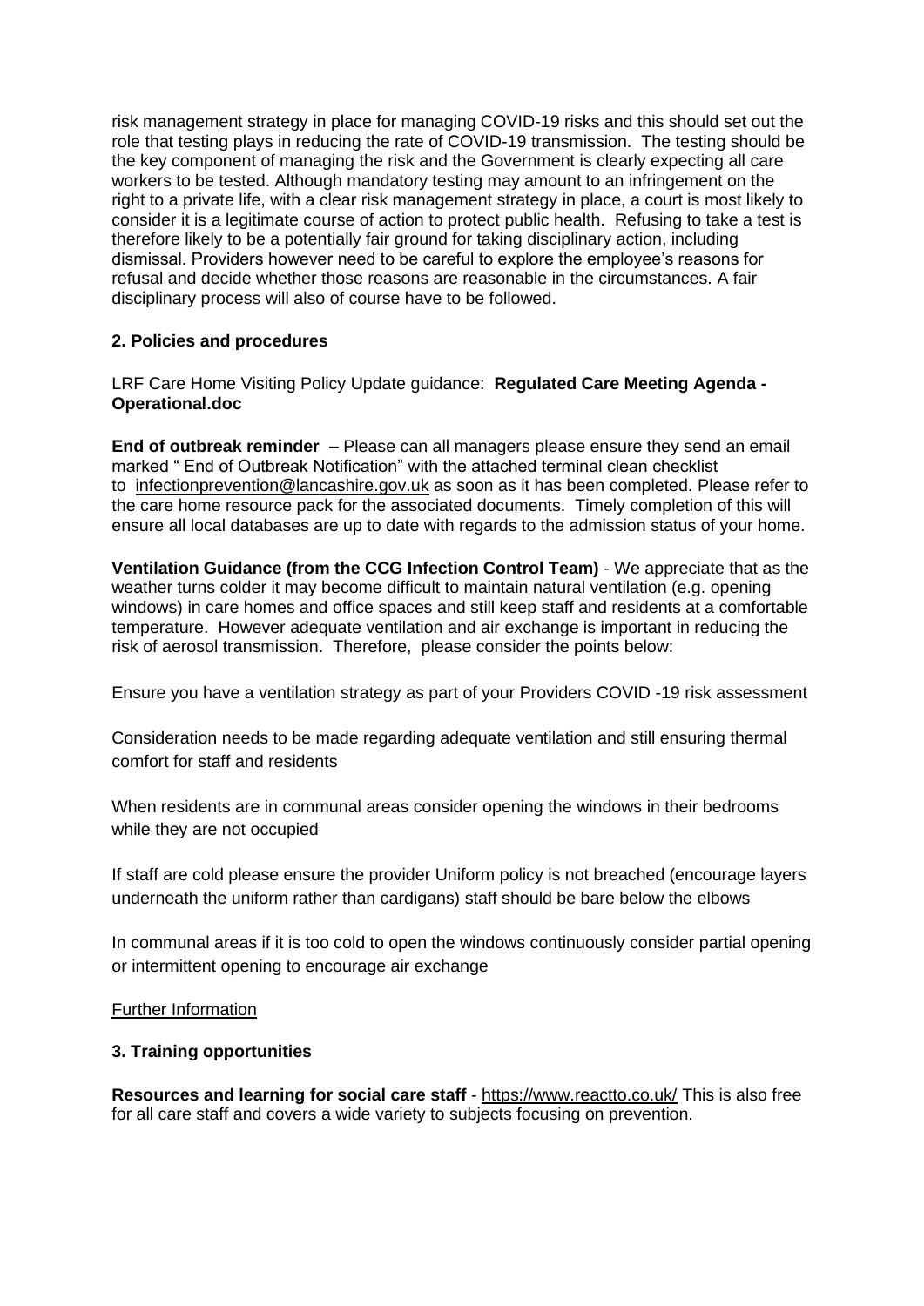risk management strategy in place for managing COVID-19 risks and this should set out the role that testing plays in reducing the rate of COVID-19 transmission. The testing should be the key component of managing the risk and the Government is clearly expecting all care workers to be tested. Although mandatory testing may amount to an infringement on the right to a private life, with a clear risk management strategy in place, a court is most likely to consider it is a legitimate course of action to protect public health. Refusing to take a test is therefore likely to be a potentially fair ground for taking disciplinary action, including dismissal. Providers however need to be careful to explore the employee's reasons for refusal and decide whether those reasons are reasonable in the circumstances. A fair disciplinary process will also of course have to be followed.

## 2. Policies and procedures

LRF Care Home Visiting Policy Update guidance: **Regulated Care Meeting Agenda - Operational.doc**

**End of outbreak reminder –** Please can all managers please ensure they send an email marked " End of Outbreak Notification" with the attached terminal clean checklist to infectionprevention@lancashire.gov.uk as soon as it has been completed. Please refer to the care home resource pack for the associated documents. Timely completion of this will ensure all local databases are up to date with regards to the admission status of your home.

**Ventilation Guidance (from the CCG Infection Control Team)** - We appreciate that as the weather turns colder it may become difficult to maintain natural ventilation (e.g. opening windows) in care homes and office spaces and still keep staff and residents at a comfortable temperature. However adequate ventilation and air exchange is important in reducing the risk of aerosol transmission. Therefore, please consider the points below:

Ensure you have a ventilation strategy as part of your Providers COVID -19 risk assessment

Consideration needs to be made regarding adequate ventilation and still ensuring thermal comfort for staff and residents

When residents are in communal areas consider opening the windows in their bedrooms while they are not occupied

If staff are cold please ensure the provider Uniform policy is not breached (encourage layers underneath the uniform rather than cardigans) staff should be bare below the elbows

In communal areas if it is too cold to open the windows continuously consider partial opening or intermittent opening to encourage air exchange

Further Information

## 3. Training opportunities

**Resources and learning for social care staff** - https://www.reactto.co.uk/ This is also free for all care staff and covers a wide variety to subjects focusing on prevention.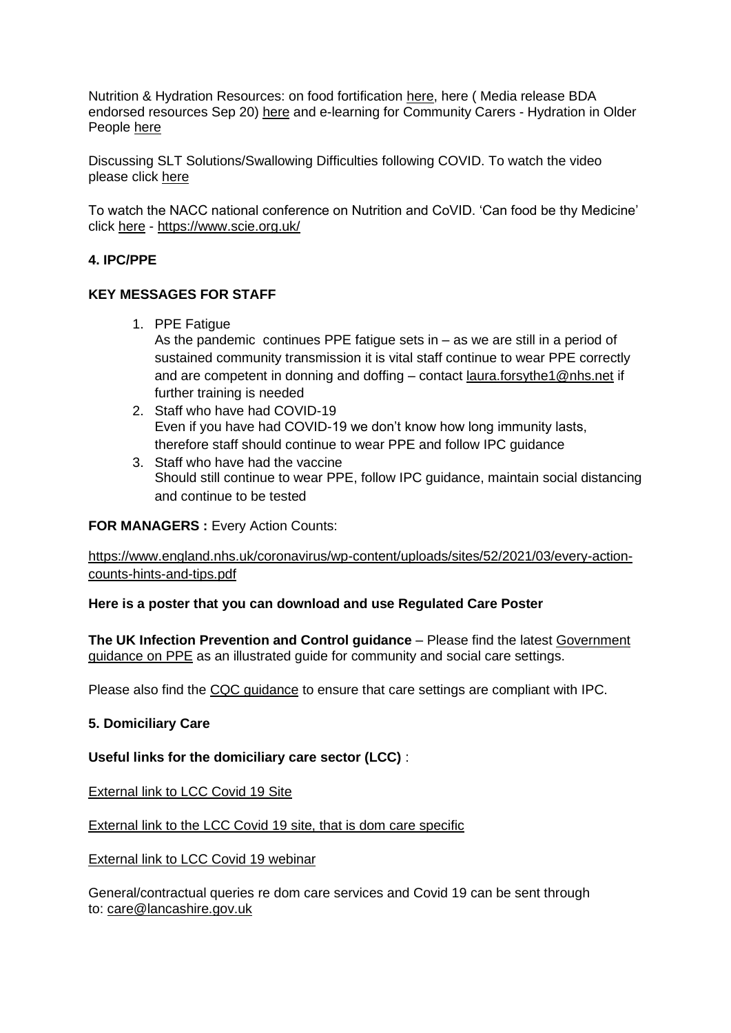Nutrition & Hydration Resources: on food fortification here, here ( Media release BDA endorsed resources Sep 20) here and e-learning for Community Carers - Hydration in Older People here

Discussing SLT Solutions/Swallowing Difficulties following COVID. To watch the video please click here

To watch the NACC national conference on Nutrition and CoVID. 'Can food be thy Medicine' click here - https://www.scie.org.uk/

## 4. IPC/PPE

### KEY MESSAGES FOR STAFF

1. PPE Fatigue
   As the pandemic continues PPE fatigue sets in – as we are still in a period of sustained community transmission it is vital staff continue to wear PPE correctly and are competent in donning and doffing – contact laura.forsythe1@nhs.net if further training is needed
2. Staff who have had COVID-19
   Even if you have had COVID-19 we don't know how long immunity lasts, therefore staff should continue to wear PPE and follow IPC guidance
3. Staff who have had the vaccine
   Should still continue to wear PPE, follow IPC guidance, maintain social distancing and continue to be tested

**FOR MANAGERS :** Every Action Counts:

https://www.england.nhs.uk/coronavirus/wp-content/uploads/sites/52/2021/03/every-action-counts-hints-and-tips.pdf

**Here is a poster that you can download and use Regulated Care Poster**

**The UK Infection Prevention and Control guidance** – Please find the latest Government guidance on PPE as an illustrated guide for community and social care settings.

Please also find the CQC guidance to ensure that care settings are compliant with IPC.

## 5. Domiciliary Care

**Useful links for the domiciliary care sector (LCC)** :

External link to LCC Covid 19 Site

External link to the LCC Covid 19 site, that is dom care specific

External link to LCC Covid 19 webinar

General/contractual queries re dom care services and Covid 19 can be sent through to: care@lancashire.gov.uk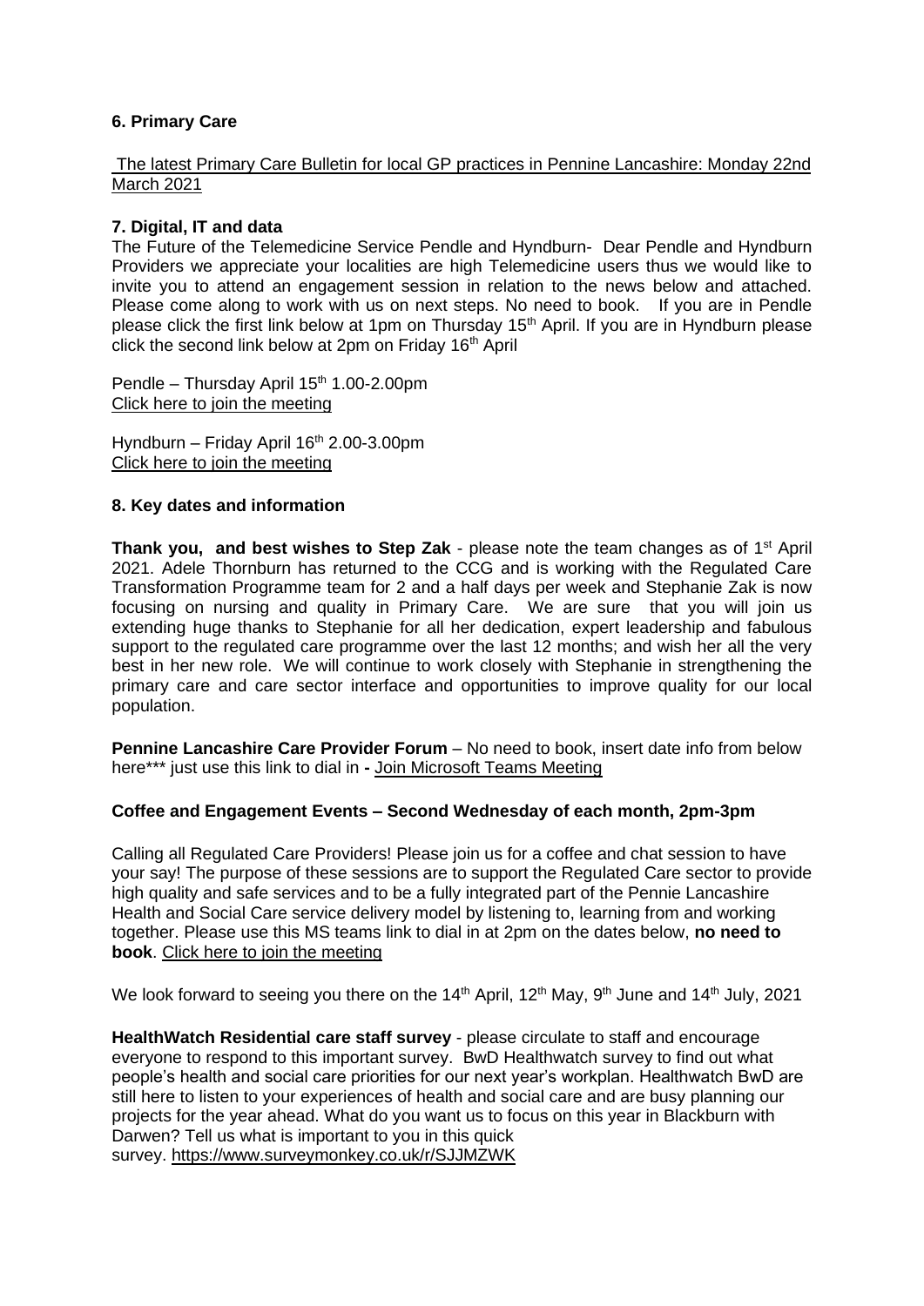**6. Primary Care**

The latest Primary Care Bulletin for local GP practices in Pennine Lancashire: Monday 22nd March 2021

**7. Digital, IT and data**

The Future of the Telemedicine Service Pendle and Hyndburn- Dear Pendle and Hyndburn Providers we appreciate your localities are high Telemedicine users thus we would like to invite you to attend an engagement session in relation to the news below and attached. Please come along to work with us on next steps. No need to book. If you are in Pendle please click the first link below at 1pm on Thursday 15th April. If you are in Hyndburn please click the second link below at 2pm on Friday 16th April

Pendle – Thursday April 15th 1.00-2.00pm
Click here to join the meeting

Hyndburn – Friday April 16th 2.00-3.00pm
Click here to join the meeting

**8. Key dates and information**

**Thank you, and best wishes to Step Zak** - please note the team changes as of 1st April 2021. Adele Thornburn has returned to the CCG and is working with the Regulated Care Transformation Programme team for 2 and a half days per week and Stephanie Zak is now focusing on nursing and quality in Primary Care. We are sure that you will join us extending huge thanks to Stephanie for all her dedication, expert leadership and fabulous support to the regulated care programme over the last 12 months; and wish her all the very best in her new role. We will continue to work closely with Stephanie in strengthening the primary care and care sector interface and opportunities to improve quality for our local population.

**Pennine Lancashire Care Provider Forum** – No need to book, insert date info from below here*** just use this link to dial in **-** Join Microsoft Teams Meeting

**Coffee and Engagement Events – Second Wednesday of each month, 2pm-3pm**

Calling all Regulated Care Providers! Please join us for a coffee and chat session to have your say! The purpose of these sessions are to support the Regulated Care sector to provide high quality and safe services and to be a fully integrated part of the Pennie Lancashire Health and Social Care service delivery model by listening to, learning from and working together. Please use this MS teams link to dial in at 2pm on the dates below, **no need to book**. Click here to join the meeting

We look forward to seeing you there on the 14th April, 12th May, 9th June and 14th July, 2021

**HealthWatch Residential care staff survey** - please circulate to staff and encourage everyone to respond to this important survey. BwD Healthwatch survey to find out what people's health and social care priorities for our next year's workplan. Healthwatch BwD are still here to listen to your experiences of health and social care and are busy planning our projects for the year ahead. What do you want us to focus on this year in Blackburn with Darwen? Tell us what is important to you in this quick survey. https://www.surveymonkey.co.uk/r/SJJMZWK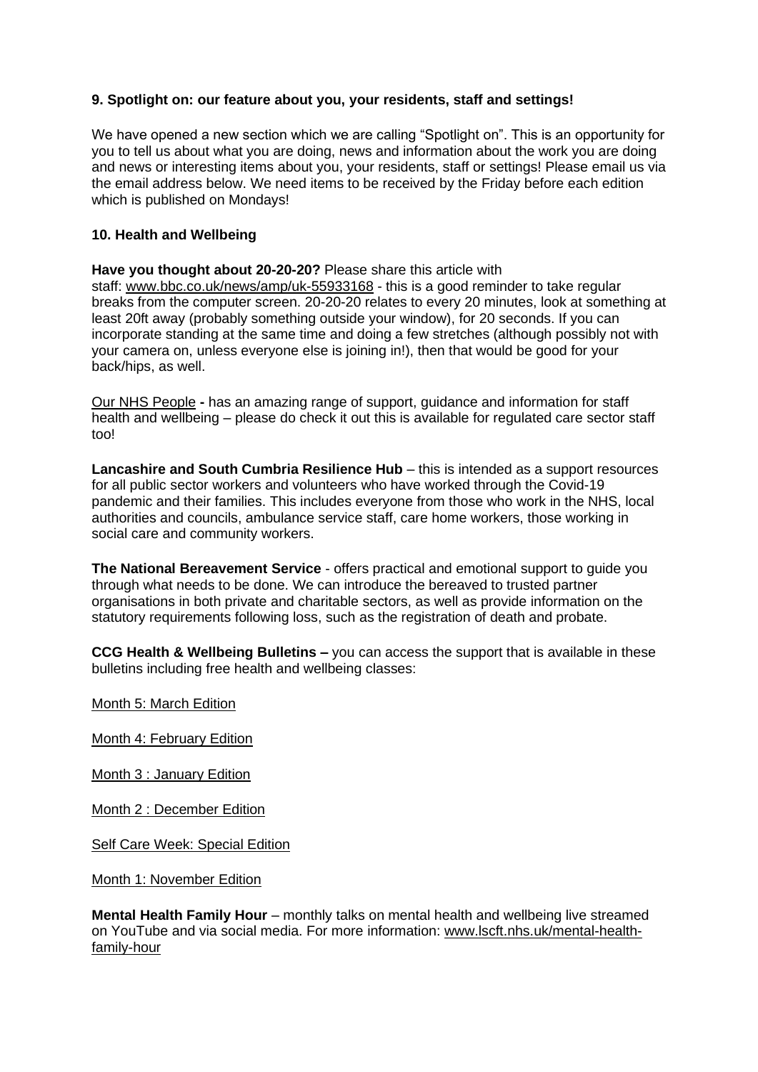**9. Spotlight on: our feature about you, your residents, staff and settings!**

We have opened a new section which we are calling "Spotlight on". This is an opportunity for you to tell us about what you are doing, news and information about the work you are doing and news or interesting items about you, your residents, staff or settings! Please email us via the email address below. We need items to be received by the Friday before each edition which is published on Mondays!

**10. Health and Wellbeing**

**Have you thought about 20-20-20?** Please share this article with staff: www.bbc.co.uk/news/amp/uk-55933168 - this is a good reminder to take regular breaks from the computer screen. 20-20-20 relates to every 20 minutes, look at something at least 20ft away (probably something outside your window), for 20 seconds. If you can incorporate standing at the same time and doing a few stretches (although possibly not with your camera on, unless everyone else is joining in!), then that would be good for your back/hips, as well.

Our NHS People **-** has an amazing range of support, guidance and information for staff health and wellbeing – please do check it out this is available for regulated care sector staff too!

**Lancashire and South Cumbria Resilience Hub** – this is intended as a support resources for all public sector workers and volunteers who have worked through the Covid-19 pandemic and their families. This includes everyone from those who work in the NHS, local authorities and councils, ambulance service staff, care home workers, those working in social care and community workers.

**The National Bereavement Service** - offers practical and emotional support to guide you through what needs to be done. We can introduce the bereaved to trusted partner organisations in both private and charitable sectors, as well as provide information on the statutory requirements following loss, such as the registration of death and probate.

**CCG Health & Wellbeing Bulletins –** you can access the support that is available in these bulletins including free health and wellbeing classes:

Month 5: March Edition

Month 4: February Edition

Month 3 : January Edition

Month 2 : December Edition

Self Care Week: Special Edition

Month 1: November Edition

**Mental Health Family Hour** – monthly talks on mental health and wellbeing live streamed on YouTube and via social media. For more information: www.lscft.nhs.uk/mental-health-family-hour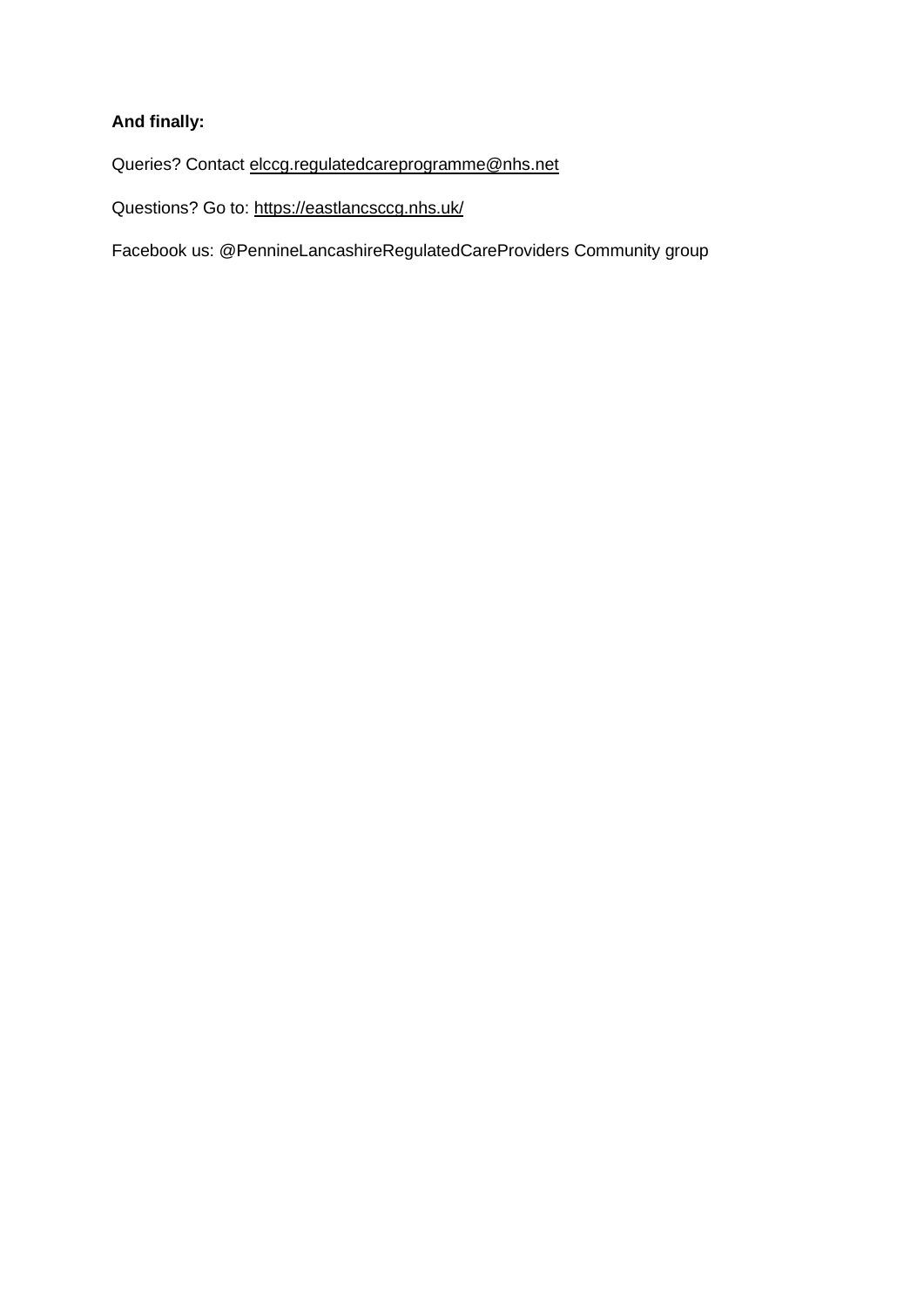**And finally:**

Queries? Contact elccg.regulatedcareprogramme@nhs.net

Questions? Go to: https://eastlancsccg.nhs.uk/

Facebook us: @PennineLancashireRegulatedCareProviders Community group